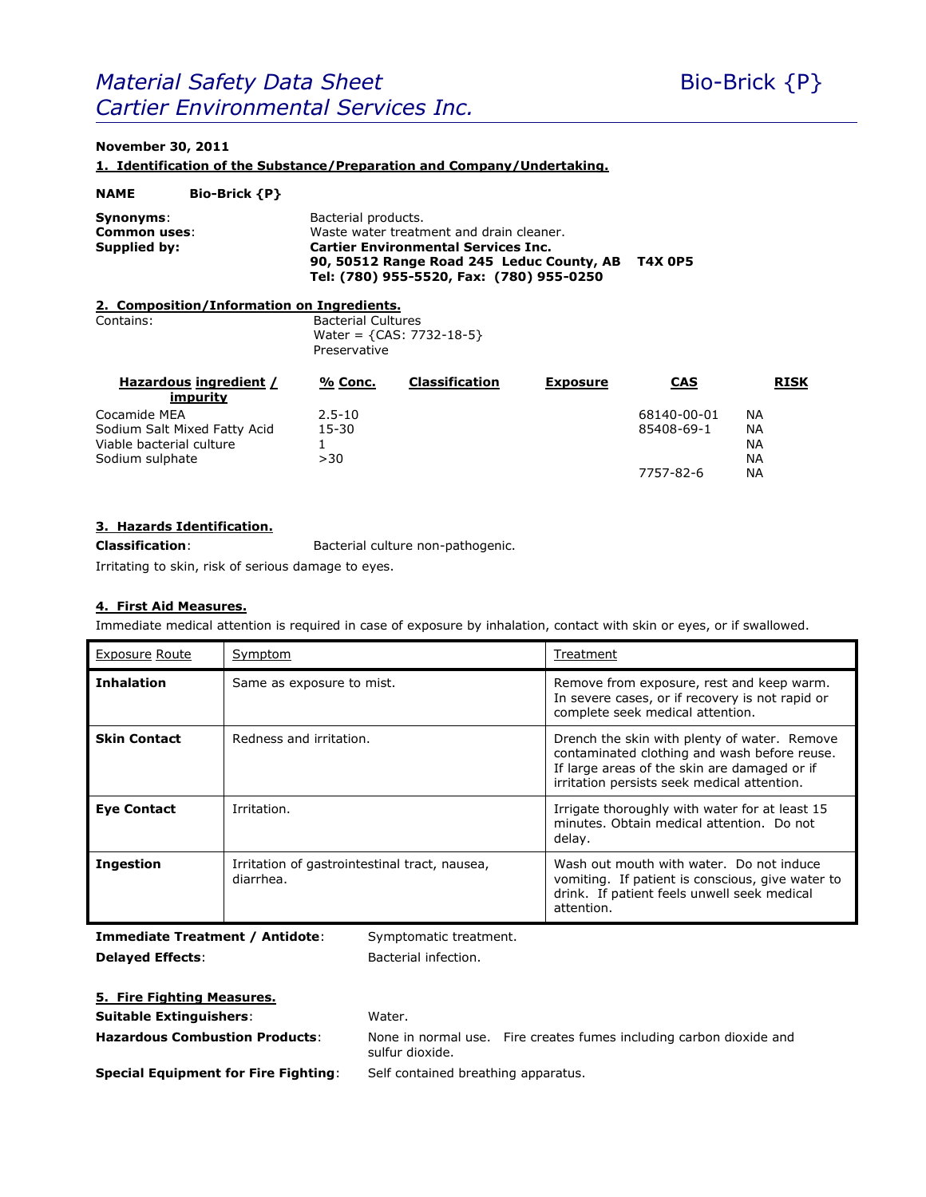# *Material Safety Data Sheet* Bio-Brick {P}
# *Cartier Environmental Services Inc.*

**November 30, 2011**

## 1. Identification of the Substance/Preparation and Company/Undertaking.

**NAME** **Bio-Brick {P}**

**Synonyms**: Bacterial products.
**Common uses**: Waste water treatment and drain cleaner.
**Supplied by:** **Cartier Environmental Services Inc.**
**90, 50512 Range Road 245 Leduc County, AB T4X 0P5**
**Tel: (780) 955-5520, Fax: (780) 955-0250**

## 2. Composition/Information on Ingredients.

Contains: Bacterial Cultures
Water = {CAS: 7732-18-5}
Preservative

| Hazardous ingredient / impurity | % Conc. | Classification | Exposure | CAS | RISK |
|---|---|---|---|---|---|
| Cocamide MEA | 2.5-10 | | | 68140-00-01 | NA |
| Sodium Salt Mixed Fatty Acid | 15-30 | | | 85408-69-1 | NA |
| Viable bacterial culture | 1 | | | | NA |
| Sodium sulphate | >30 | | | | NA |
| | | | | 7757-82-6 | NA |

## 3. Hazards Identification.

**Classification**: Bacterial culture non-pathogenic.

Irritating to skin, risk of serious damage to eyes.

## 4. First Aid Measures.

Immediate medical attention is required in case of exposure by inhalation, contact with skin or eyes, or if swallowed.

| Exposure Route | Symptom | Treatment |
|---|---|---|
| **Inhalation** | Same as exposure to mist. | Remove from exposure, rest and keep warm. In severe cases, or if recovery is not rapid or complete seek medical attention. |
| **Skin Contact** | Redness and irritation. | Drench the skin with plenty of water. Remove contaminated clothing and wash before reuse. If large areas of the skin are damaged or if irritation persists seek medical attention. |
| **Eye Contact** | Irritation. | Irrigate thoroughly with water for at least 15 minutes. Obtain medical attention. Do not delay. |
| **Ingestion** | Irritation of gastrointestinal tract, nausea, diarrhea. | Wash out mouth with water. Do not induce vomiting. If patient is conscious, give water to drink. If patient feels unwell seek medical attention. |

**Immediate Treatment / Antidote**: Symptomatic treatment.

**Delayed Effects**: Bacterial infection.

## 5. Fire Fighting Measures.

**Suitable Extinguishers**: Water.

**Hazardous Combustion Products**: None in normal use. Fire creates fumes including carbon dioxide and sulfur dioxide.

**Special Equipment for Fire Fighting**: Self contained breathing apparatus.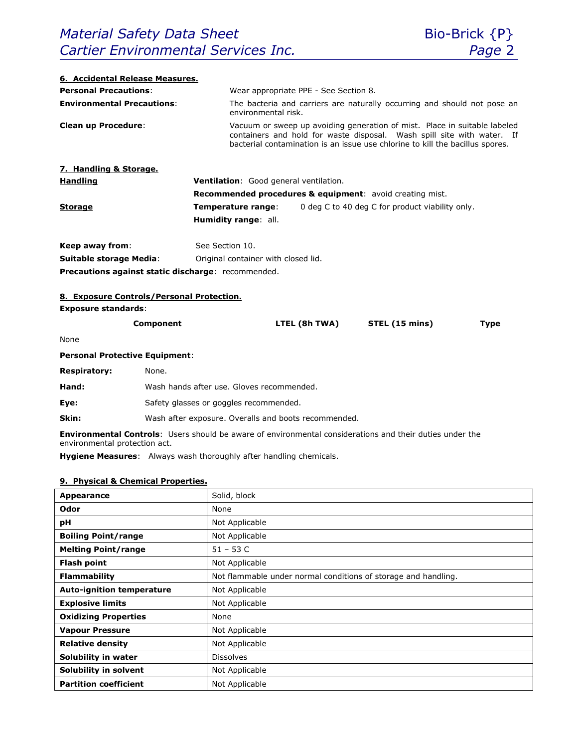## 6. Accidental Release Measures.

**Personal Precautions**: Wear appropriate PPE - See Section 8.

**Environmental Precautions**: The bacteria and carriers are naturally occurring and should not pose an environmental risk.

**Clean up Procedure**: Vacuum or sweep up avoiding generation of mist. Place in suitable labeled containers and hold for waste disposal. Wash spill site with water. If bacterial contamination is an issue use chlorine to kill the bacillus spores.

## 7. Handling & Storage.

**Handling**

**Ventilation**: Good general ventilation.

**Recommended procedures & equipment**: avoid creating mist.

**Storage**

**Temperature range**: 0 deg C to 40 deg C for product viability only.

**Humidity range**: all.

**Keep away from**: See Section 10.

**Suitable storage Media**: Original container with closed lid.

**Precautions against static discharge**: recommended.

## 8. Exposure Controls/Personal Protection.

**Exposure standards**:

| Component | LTEL (8h TWA) | STEL (15 mins) | Type |
|---|---|---|---|
| None | | | |

**Personal Protective Equipment**:

**Respiratory:** None.

**Hand:** Wash hands after use. Gloves recommended.

**Eye:** Safety glasses or goggles recommended.

**Skin:** Wash after exposure. Overalls and boots recommended.

**Environmental Controls**: Users should be aware of environmental considerations and their duties under the environmental protection act.

**Hygiene Measures**: Always wash thoroughly after handling chemicals.

## 9. Physical & Chemical Properties.

| | |
|---|---|
| **Appearance** | Solid, block |
| **Odor** | None |
| **pH** | Not Applicable |
| **Boiling Point/range** | Not Applicable |
| **Melting Point/range** | 51 – 53 C |
| **Flash point** | Not Applicable |
| **Flammability** | Not flammable under normal conditions of storage and handling. |
| **Auto-ignition temperature** | Not Applicable |
| **Explosive limits** | Not Applicable |
| **Oxidizing Properties** | None |
| **Vapour Pressure** | Not Applicable |
| **Relative density** | Not Applicable |
| **Solubility in water** | Dissolves |
| **Solubility in solvent** | Not Applicable |
| **Partition coefficient** | Not Applicable |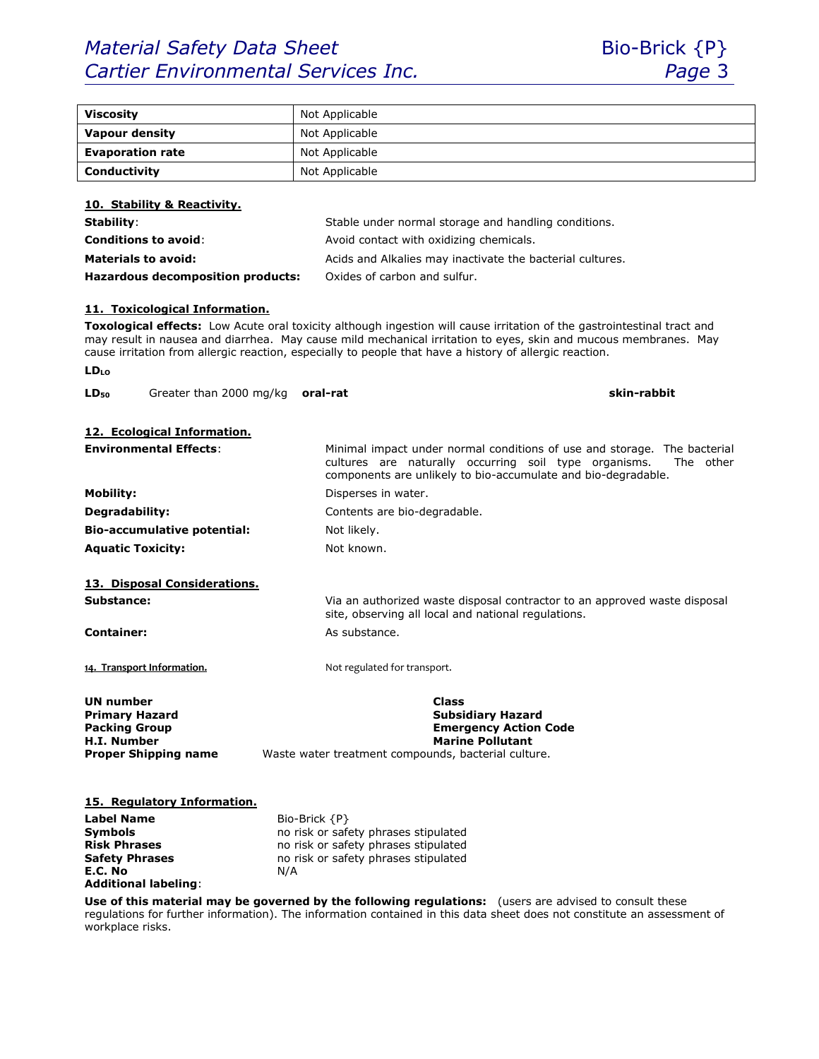| Viscosity | Not Applicable |
| --- | --- |
| Vapour density | Not Applicable |
| Evaporation rate | Not Applicable |
| Conductivity | Not Applicable |

## 10. Stability & Reactivity.

**Stability**: Stable under normal storage and handling conditions.

**Conditions to avoid**: Avoid contact with oxidizing chemicals.

**Materials to avoid:** Acids and Alkalies may inactivate the bacterial cultures.

**Hazardous decomposition products:** Oxides of carbon and sulfur.

## 11. Toxicological Information.

**Toxological effects:** Low Acute oral toxicity although ingestion will cause irritation of the gastrointestinal tract and may result in nausea and diarrhea. May cause mild mechanical irritation to eyes, skin and mucous membranes. May cause irritation from allergic reaction, especially to people that have a history of allergic reaction.

**$LD_{LO}$**

**$LD_{50}$** Greater than 2000 mg/kg **oral-rat** **skin-rabbit**

## 12. Ecological Information.

**Environmental Effects**: Minimal impact under normal conditions of use and storage. The bacterial cultures are naturally occurring soil type organisms. The other components are unlikely to bio-accumulate and bio-degradable.

**Mobility:** Disperses in water.

**Degradability:** Contents are bio-degradable.

**Bio-accumulative potential:** Not likely.

**Aquatic Toxicity:** Not known.

## 13. Disposal Considerations.

**Substance:** Via an authorized waste disposal contractor to an approved waste disposal site, observing all local and national regulations.

**Container:** As substance.

## 14. Transport Information.

Not regulated for transport.

**UN number**
**Primary Hazard**
**Packing Group**
**H.I. Number**
**Proper Shipping name** Waste water treatment compounds, bacterial culture.

**Class**
**Subsidiary Hazard**
**Emergency Action Code**
**Marine Pollutant**

## 15. Regulatory Information.

**Label Name** Bio-Brick {P}
**Symbols** no risk or safety phrases stipulated
**Risk Phrases** no risk or safety phrases stipulated
**Safety Phrases** no risk or safety phrases stipulated
**E.C. No** N/A
**Additional labeling**:

**Use of this material may be governed by the following regulations:** (users are advised to consult these regulations for further information). The information contained in this data sheet does not constitute an assessment of workplace risks.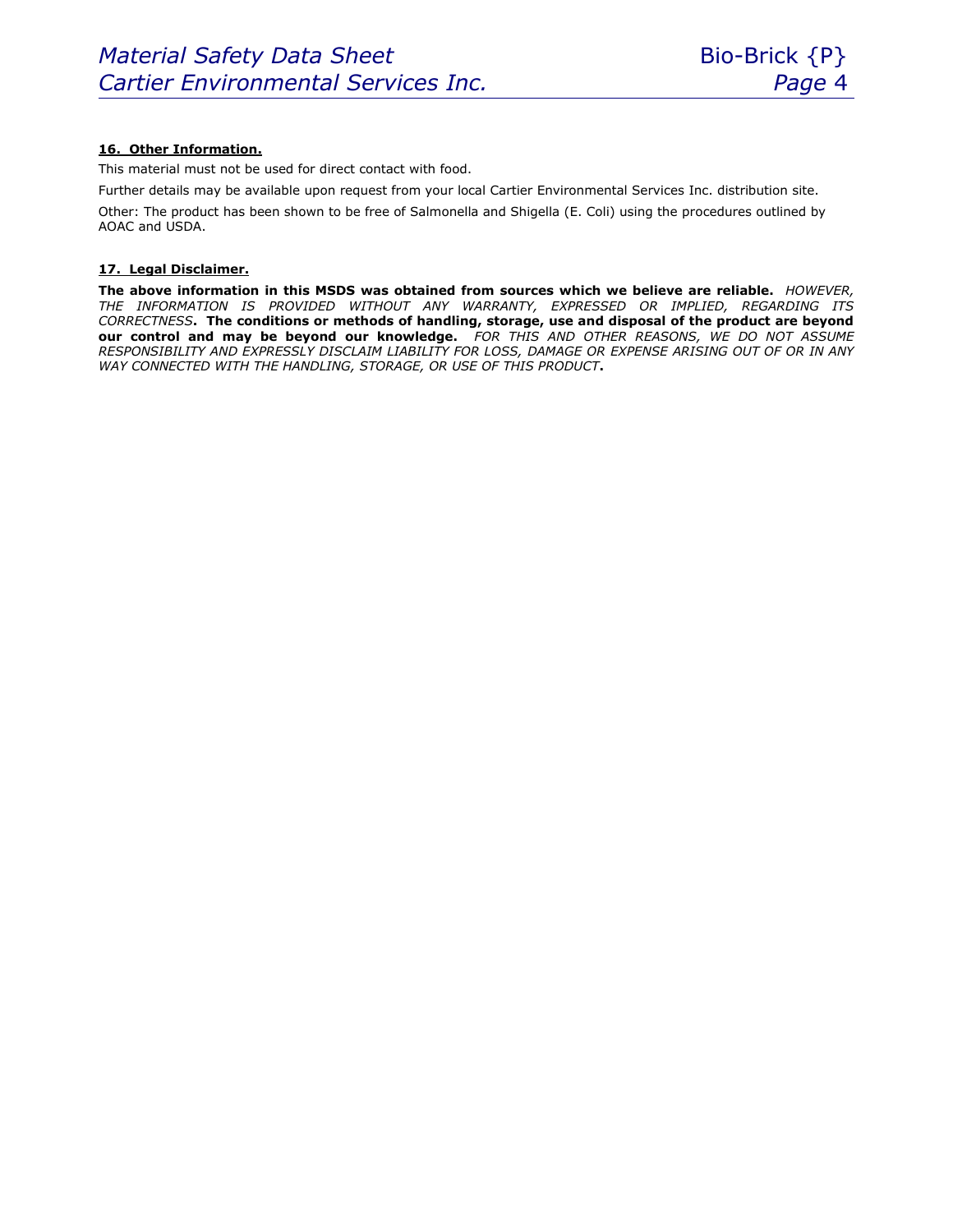### **16. Other Information.**

This material must not be used for direct contact with food.

Further details may be available upon request from your local Cartier Environmental Services Inc. distribution site.

Other: The product has been shown to be free of Salmonella and Shigella (E. Coli) using the procedures outlined by AOAC and USDA.

### **17. Legal Disclaimer.**

**The above information in this MSDS was obtained from sources which we believe are reliable.** *HOWEVER, THE INFORMATION IS PROVIDED WITHOUT ANY WARRANTY, EXPRESSED OR IMPLIED, REGARDING ITS CORRECTNESS***. The conditions or methods of handling, storage, use and disposal of the product are beyond our control and may be beyond our knowledge.** *FOR THIS AND OTHER REASONS, WE DO NOT ASSUME RESPONSIBILITY AND EXPRESSLY DISCLAIM LIABILITY FOR LOSS, DAMAGE OR EXPENSE ARISING OUT OF OR IN ANY WAY CONNECTED WITH THE HANDLING, STORAGE, OR USE OF THIS PRODUCT***.**